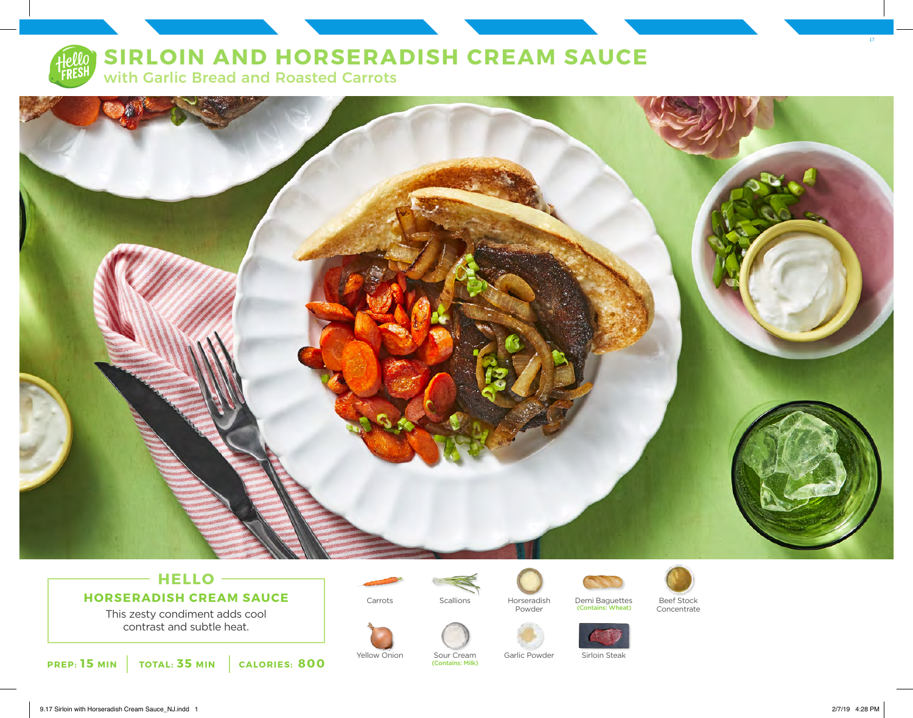# SIRLOIN AND HORSERADISH CREAM SAUCE

## with Garlic Bread and Roasted Carrots

### HELLO

**HORSERADISH CREAM SAUCE**

This zesty condiment adds cool contrast and subtle heat.

**PREP:** 15 MIN | **TOTAL:** 35 MIN | **CALORIES:** 800

- Carrots
- Scallions
- Horseradish Powder
- Demi Baguettes (Contains: Wheat)
- Beef Stock Concentrate
- Yellow Onion
- Sour Cream (Contains: Milk)
- Garlic Powder
- Sirloin Steak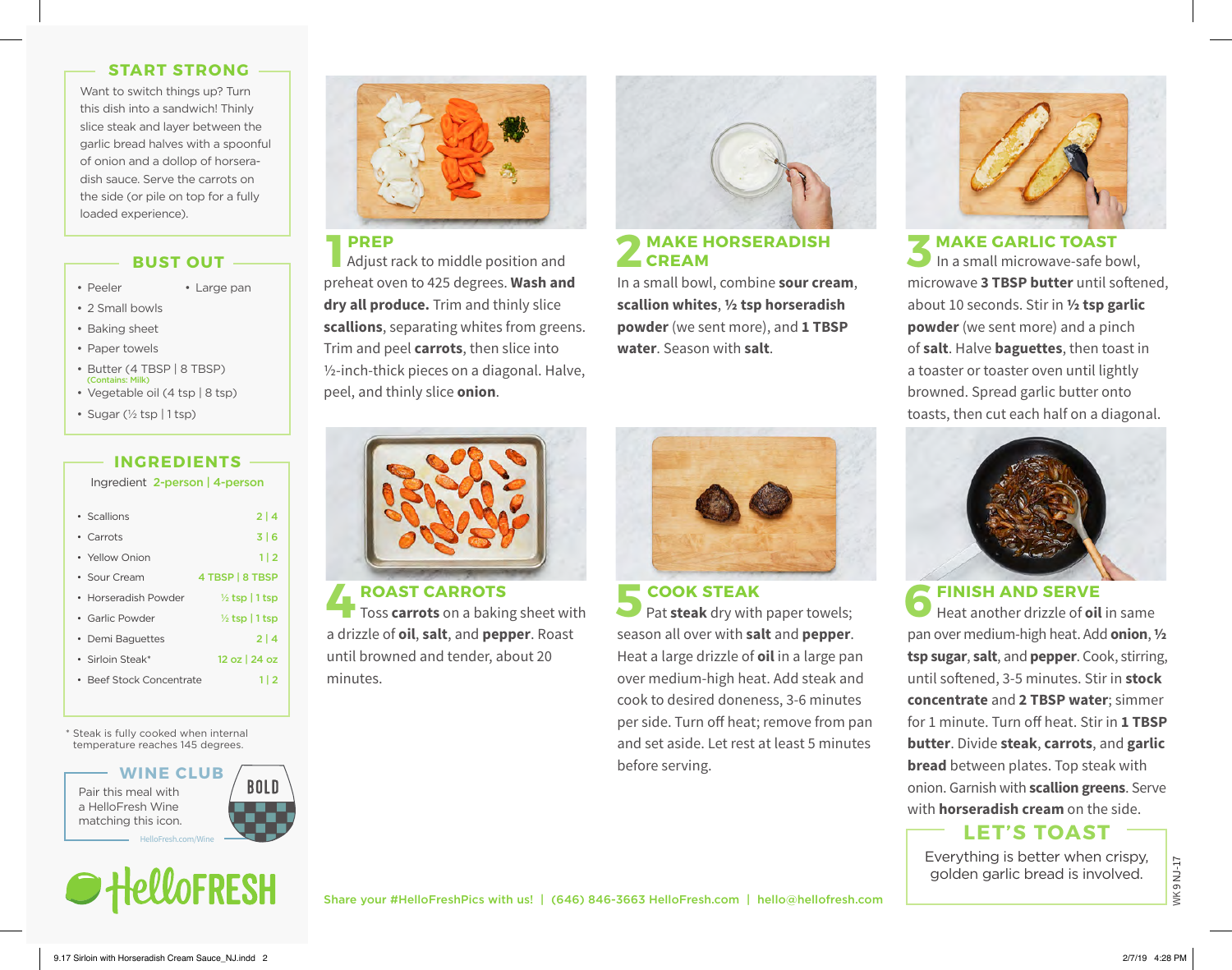## START STRONG

Want to switch things up? Turn this dish into a sandwich! Thinly slice steak and layer between the garlic bread halves with a spoonful of onion and a dollop of horseradish sauce. Serve the carrots on the side (or pile on top for a fully loaded experience).

## BUST OUT

- Peeler
- Large pan
- 2 Small bowls
- Baking sheet
- Paper towels
- Butter (4 TBSP | 8 TBSP) (Contains: Milk)
- Vegetable oil (4 tsp | 8 tsp)
- Sugar (½ tsp | 1 tsp)

## INGREDIENTS

| Ingredient | 2-person \| 4-person |
|---|---|
| Scallions | 2 \| 4 |
| Carrots | 3 \| 6 |
| Yellow Onion | 1 \| 2 |
| Sour Cream | 4 TBSP \| 8 TBSP |
| Horseradish Powder | ½ tsp \| 1 tsp |
| Garlic Powder | ½ tsp \| 1 tsp |
| Demi Baguettes | 2 \| 4 |
| Sirloin Steak* | 12 oz \| 24 oz |
| Beef Stock Concentrate | 1 \| 2 |

\* Steak is fully cooked when internal temperature reaches 145 degrees.

## WINE CLUB

Pair this meal with a HelloFresh Wine matching this icon.

BOLD

HelloFresh.com/Wine

HelloFRESH

### 1 PREP

Adjust rack to middle position and preheat oven to 425 degrees. **Wash and dry all produce.** Trim and thinly slice **scallions**, separating whites from greens. Trim and peel **carrots**, then slice into ½-inch-thick pieces on a diagonal. Halve, peel, and thinly slice **onion**.

### 2 MAKE HORSERADISH CREAM

In a small bowl, combine **sour cream**, **scallion whites**, **½ tsp horseradish powder** (we sent more), and **1 TBSP water**. Season with **salt**.

### 3 MAKE GARLIC TOAST

In a small microwave-safe bowl, microwave **3 TBSP butter** until softened, about 10 seconds. Stir in **½ tsp garlic powder** (we sent more) and a pinch of **salt**. Halve **baguettes**, then toast in a toaster or toaster oven until lightly browned. Spread garlic butter onto toasts, then cut each half on a diagonal.

### 4 ROAST CARROTS

Toss **carrots** on a baking sheet with a drizzle of **oil**, **salt**, and **pepper**. Roast until browned and tender, about 20 minutes.

### 5 COOK STEAK

Pat **steak** dry with paper towels; season all over with **salt** and **pepper**. Heat a large drizzle of **oil** in a large pan over medium-high heat. Add steak and cook to desired doneness, 3-6 minutes per side. Turn off heat; remove from pan and set aside. Let rest at least 5 minutes before serving.

### 6 FINISH AND SERVE

Heat another drizzle of **oil** in same pan over medium-high heat. Add **onion**, **½ tsp sugar**, **salt**, and **pepper**. Cook, stirring, until softened, 3-5 minutes. Stir in **stock concentrate** and **2 TBSP water**; simmer for 1 minute. Turn off heat. Stir in **1 TBSP butter**. Divide **steak**, **carrots**, and **garlic bread** between plates. Top steak with onion. Garnish with **scallion greens**. Serve with **horseradish cream** on the side.

## LET'S TOAST

Everything is better when crispy, golden garlic bread is involved.

Share your #HelloFreshPics with us! | (646) 846-3663 HelloFresh.com | hello@hellofresh.com

WK 9 NJ-17